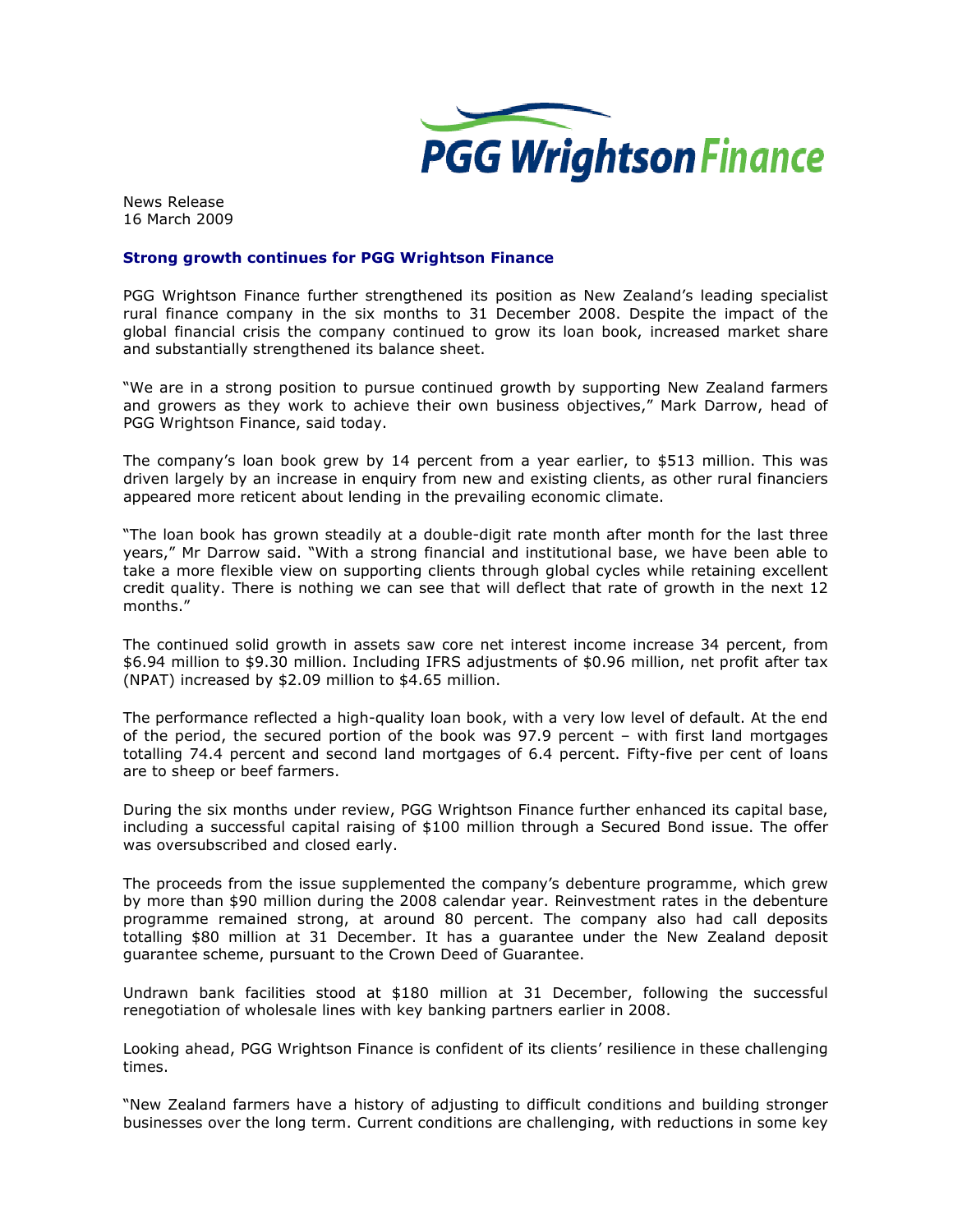News Release
16 March 2009

## Strong growth continues for PGG Wrightson Finance

PGG Wrightson Finance further strengthened its position as New Zealand's leading specialist rural finance company in the six months to 31 December 2008. Despite the impact of the global financial crisis the company continued to grow its loan book, increased market share and substantially strengthened its balance sheet.

"We are in a strong position to pursue continued growth by supporting New Zealand farmers and growers as they work to achieve their own business objectives," Mark Darrow, head of PGG Wrightson Finance, said today.

The company's loan book grew by 14 percent from a year earlier, to $513 million. This was driven largely by an increase in enquiry from new and existing clients, as other rural financiers appeared more reticent about lending in the prevailing economic climate.

"The loan book has grown steadily at a double-digit rate month after month for the last three years," Mr Darrow said. "With a strong financial and institutional base, we have been able to take a more flexible view on supporting clients through global cycles while retaining excellent credit quality. There is nothing we can see that will deflect that rate of growth in the next 12 months."

The continued solid growth in assets saw core net interest income increase 34 percent, from $6.94 million to $9.30 million. Including IFRS adjustments of $0.96 million, net profit after tax (NPAT) increased by $2.09 million to $4.65 million.

The performance reflected a high-quality loan book, with a very low level of default. At the end of the period, the secured portion of the book was 97.9 percent – with first land mortgages totalling 74.4 percent and second land mortgages of 6.4 percent. Fifty-five per cent of loans are to sheep or beef farmers.

During the six months under review, PGG Wrightson Finance further enhanced its capital base, including a successful capital raising of $100 million through a Secured Bond issue. The offer was oversubscribed and closed early.

The proceeds from the issue supplemented the company's debenture programme, which grew by more than $90 million during the 2008 calendar year. Reinvestment rates in the debenture programme remained strong, at around 80 percent. The company also had call deposits totalling $80 million at 31 December. It has a guarantee under the New Zealand deposit guarantee scheme, pursuant to the Crown Deed of Guarantee.

Undrawn bank facilities stood at $180 million at 31 December, following the successful renegotiation of wholesale lines with key banking partners earlier in 2008.

Looking ahead, PGG Wrightson Finance is confident of its clients' resilience in these challenging times.

"New Zealand farmers have a history of adjusting to difficult conditions and building stronger businesses over the long term. Current conditions are challenging, with reductions in some key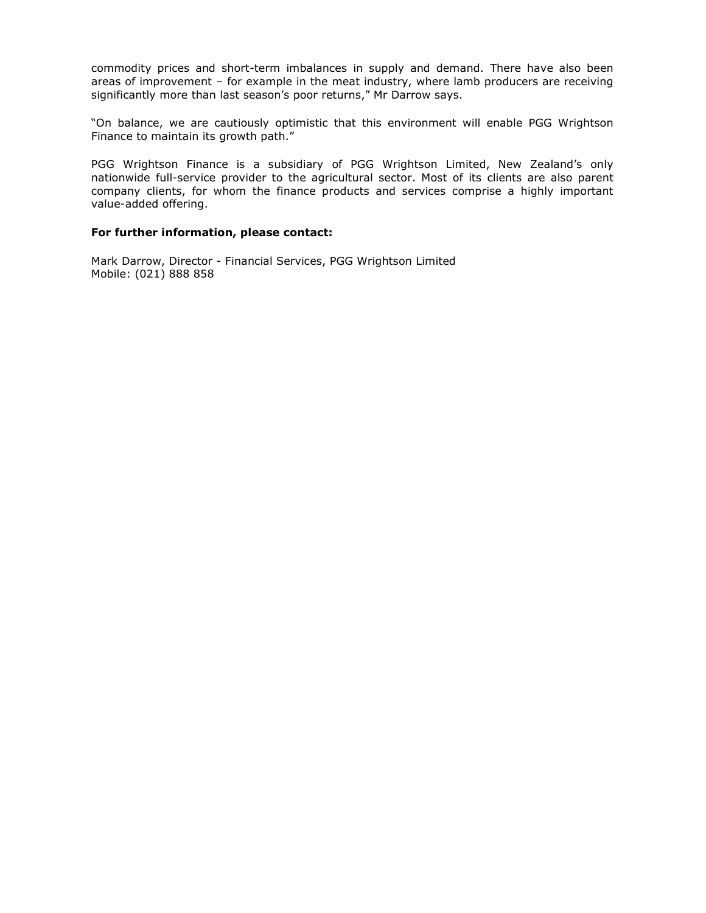commodity prices and short-term imbalances in supply and demand. There have also been areas of improvement – for example in the meat industry, where lamb producers are receiving significantly more than last season's poor returns," Mr Darrow says.

"On balance, we are cautiously optimistic that this environment will enable PGG Wrightson Finance to maintain its growth path."

PGG Wrightson Finance is a subsidiary of PGG Wrightson Limited, New Zealand's only nationwide full-service provider to the agricultural sector. Most of its clients are also parent company clients, for whom the finance products and services comprise a highly important value-added offering.

**For further information, please contact:**

Mark Darrow, Director - Financial Services, PGG Wrightson Limited
Mobile: (021) 888 858